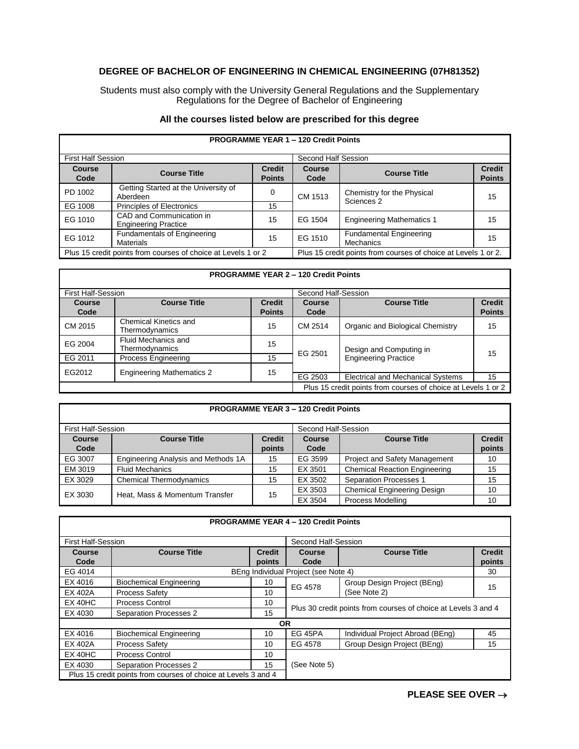# DEGREE OF BACHELOR OF ENGINEERING IN CHEMICAL ENGINEERING (07H81352)

Students must also comply with the University General Regulations and the Supplementary Regulations for the Degree of Bachelor of Engineering

**All the courses listed below are prescribed for this degree**

| **PROGRAMME YEAR 1 – 120 Credit Points** | | | | | |
|---|---|---|---|---|---|
| First Half Session | | | Second Half Session | | |
| **Course Code** | **Course Title** | **Credit Points** | **Course Code** | **Course Title** | **Credit Points** |
| PD 1002 | Getting Started at the University of Aberdeen | 0 | CM 1513 | Chemistry for the Physical Sciences 2 | 15 |
| EG 1008 | Principles of Electronics | 15 | | | |
| EG 1010 | CAD and Communication in Engineering Practice | 15 | EG 1504 | Engineering Mathematics 1 | 15 |
| EG 1012 | Fundamentals of Engineering Materials | 15 | EG 1510 | Fundamental Engineering Mechanics | 15 |
| Plus 15 credit points from courses of choice at Levels 1 or 2 | | | Plus 15 credit points from courses of choice at Levels 1 or 2. | | |

| **PROGRAMME YEAR 2 – 120 Credit Points** | | | | | |
|---|---|---|---|---|---|
| First Half-Session | | | Second Half-Session | | |
| **Course Code** | **Course Title** | **Credit Points** | **Course Code** | **Course Title** | **Credit Points** |
| CM 2015 | Chemical Kinetics and Thermodynamics | 15 | CM 2514 | Organic and Biological Chemistry | 15 |
| EG 2004 | Fluid Mechanics and Thermodynamics | 15 | EG 2501 | Design and Computing in Engineering Practice | 15 |
| EG 2011 | Process Engineering | 15 | | | |
| EG2012 | Engineering Mathematics 2 | 15 | EG 2503 | Electrical and Mechanical Systems | 15 |
| | | | Plus 15 credit points from courses of choice at Levels 1 or 2 | | |

| **PROGRAMME YEAR 3 – 120 Credit Points** | | | | | |
|---|---|---|---|---|---|
| First Half-Session | | | Second Half-Session | | |
| **Course Code** | **Course Title** | **Credit points** | **Course Code** | **Course Title** | **Credit points** |
| EG 3007 | Engineering Analysis and Methods 1A | 15 | EG 3599 | Project and Safety Management | 10 |
| EM 3019 | Fluid Mechanics | 15 | EX 3501 | Chemical Reaction Engineering | 15 |
| EX 3029 | Chemical Thermodynamics | 15 | EX 3502 | Separation Processes 1 | 15 |
| EX 3030 | Heat, Mass & Momentum Transfer | 15 | EX 3503 | Chemical Engineering Design | 10 |
| | | | EX 3504 | Process Modelling | 10 |

| **PROGRAMME YEAR 4 – 120 Credit Points** | | | | | |
|---|---|---|---|---|---|
| First Half-Session | | | Second Half-Session | | |
| **Course Code** | **Course Title** | **Credit points** | **Course Code** | **Course Title** | **Credit points** |
| EG 4014 | BEng Individual Project (see Note 4) | | | | 30 |
| EX 4016 | Biochemical Engineering | 10 | EG 4578 | Group Design Project (BEng) (See Note 2) | 15 |
| EX 402A | Process Safety | 10 | | | |
| EX 40HC | Process Control | 10 | Plus 30 credit points from courses of choice at Levels 3 and 4 | | |
| EX 4030 | Separation Processes 2 | 15 | | | |
| **OR** | | | | | |
| EX 4016 | Biochemical Engineering | 10 | EG 45PA | Individual Project Abroad (BEng) | 45 |
| EX 402A | Process Safety | 10 | EG 4578 | Group Design Project (BEng) | 15 |
| EX 40HC | Process Control | 10 | (See Note 5) | | |
| EX 4030 | Separation Processes 2 | 15 | | | |
| Plus 15 credit points from courses of choice at Levels 3 and 4 | | | | | |

**PLEASE SEE OVER →**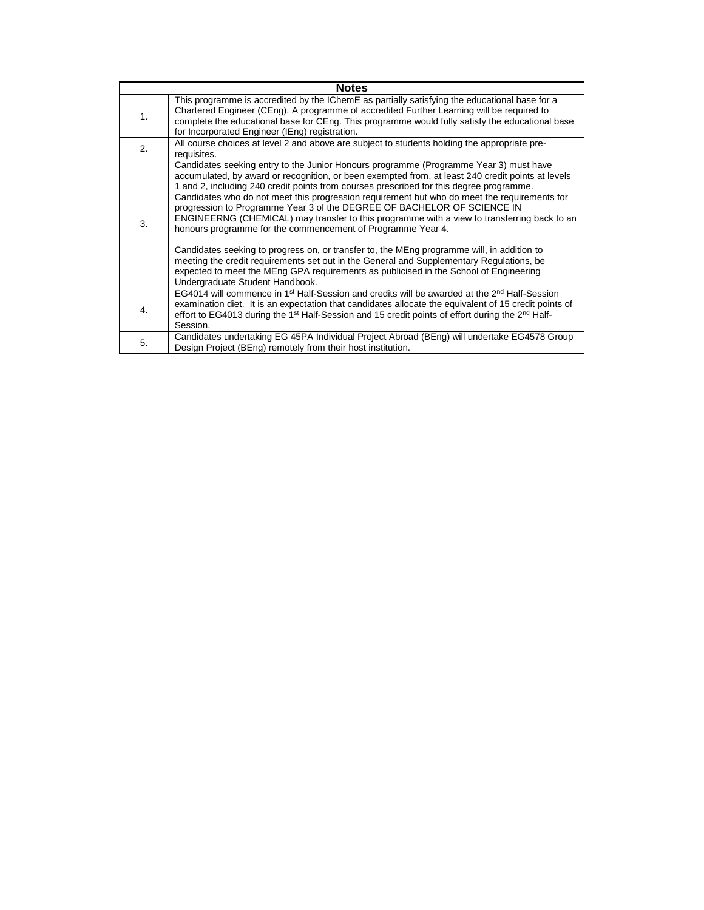| Notes | |
|---|---|
| 1. | This programme is accredited by the IChemE as partially satisfying the educational base for a Chartered Engineer (CEng). A programme of accredited Further Learning will be required to complete the educational base for CEng. This programme would fully satisfy the educational base for Incorporated Engineer (IEng) registration. |
| 2. | All course choices at level 2 and above are subject to students holding the appropriate pre-requisites. |
| 3. | Candidates seeking entry to the Junior Honours programme (Programme Year 3) must have accumulated, by award or recognition, or been exempted from, at least 240 credit points at levels 1 and 2, including 240 credit points from courses prescribed for this degree programme. Candidates who do not meet this progression requirement but who do meet the requirements for progression to Programme Year 3 of the DEGREE OF BACHELOR OF SCIENCE IN ENGINEERNG (CHEMICAL) may transfer to this programme with a view to transferring back to an honours programme for the commencement of Programme Year 4.<br><br>Candidates seeking to progress on, or transfer to, the MEng programme will, in addition to meeting the credit requirements set out in the General and Supplementary Regulations, be expected to meet the MEng GPA requirements as publicised in the School of Engineering Undergraduate Student Handbook. |
| 4. | EG4014 will commence in 1st Half-Session and credits will be awarded at the 2nd Half-Session examination diet. It is an expectation that candidates allocate the equivalent of 15 credit points of effort to EG4013 during the 1st Half-Session and 15 credit points of effort during the 2nd Half-Session. |
| 5. | Candidates undertaking EG 45PA Individual Project Abroad (BEng) will undertake EG4578 Group Design Project (BEng) remotely from their host institution. |